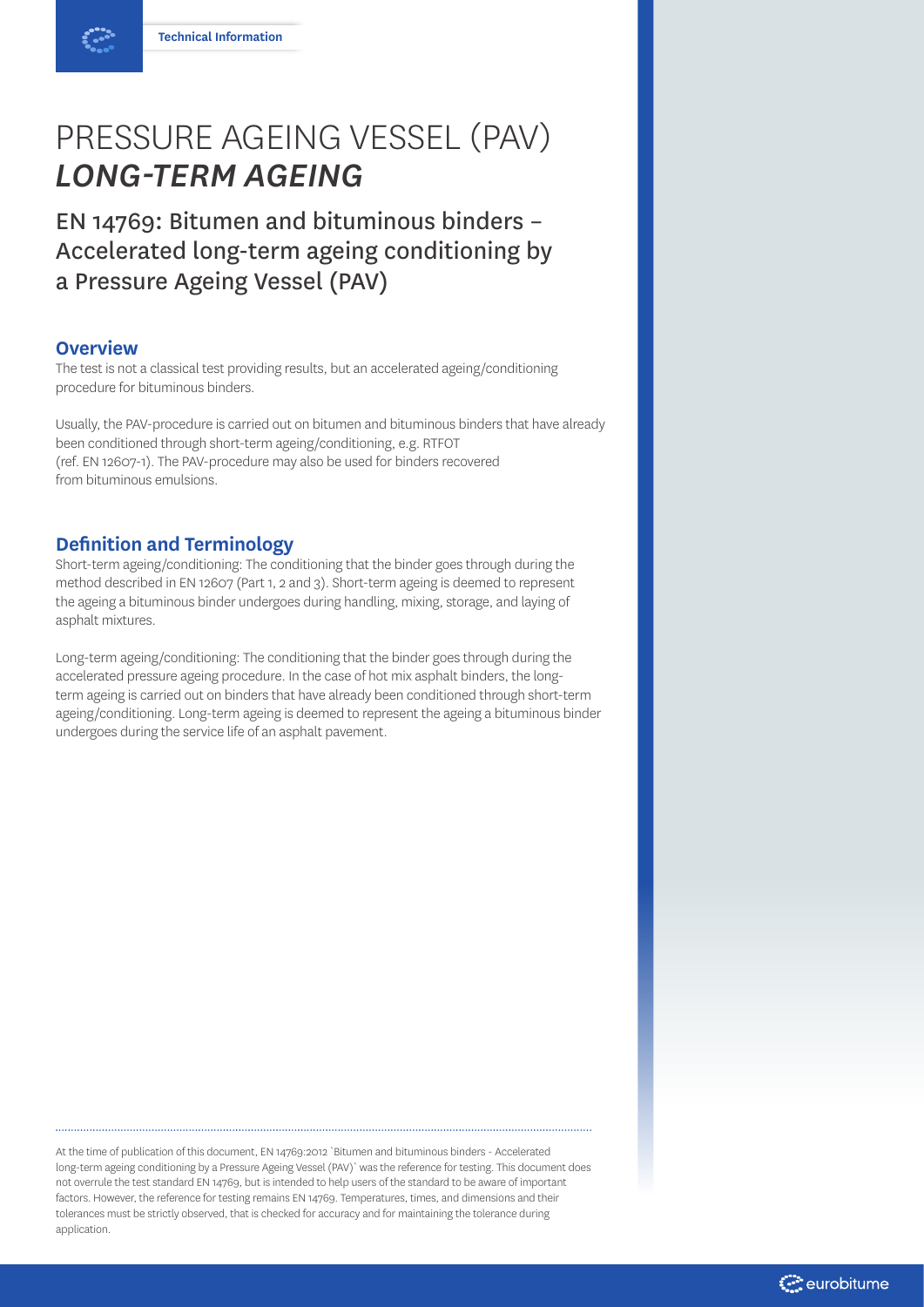Technical Information

# PRESSURE AGEING VESSEL (PAV) *LONG-TERM AGEING*

## EN 14769: Bitumen and bituminous binders – Accelerated long-term ageing conditioning by a Pressure Ageing Vessel (PAV)

### Overview

The test is not a classical test providing results, but an accelerated ageing/conditioning procedure for bituminous binders.

Usually, the PAV-procedure is carried out on bitumen and bituminous binders that have already been conditioned through short-term ageing/conditioning, e.g. RTFOT (ref. EN 12607-1). The PAV-procedure may also be used for binders recovered from bituminous emulsions.

### Definition and Terminology

Short-term ageing/conditioning: The conditioning that the binder goes through during the method described in EN 12607 (Part 1, 2 and 3). Short-term ageing is deemed to represent the ageing a bituminous binder undergoes during handling, mixing, storage, and laying of asphalt mixtures.

Long-term ageing/conditioning: The conditioning that the binder goes through during the accelerated pressure ageing procedure. In the case of hot mix asphalt binders, the long-term ageing is carried out on binders that have already been conditioned through short-term ageing/conditioning. Long-term ageing is deemed to represent the ageing a bituminous binder undergoes during the service life of an asphalt pavement.

---

At the time of publication of this document, EN 14769:2012 `Bitumen and bituminous binders - Accelerated long-term ageing conditioning by a Pressure Ageing Vessel (PAV)` was the reference for testing. This document does not overrule the test standard EN 14769, but is intended to help users of the standard to be aware of important factors. However, the reference for testing remains EN 14769. Temperatures, times, and dimensions and their tolerances must be strictly observed, that is checked for accuracy and for maintaining the tolerance during application.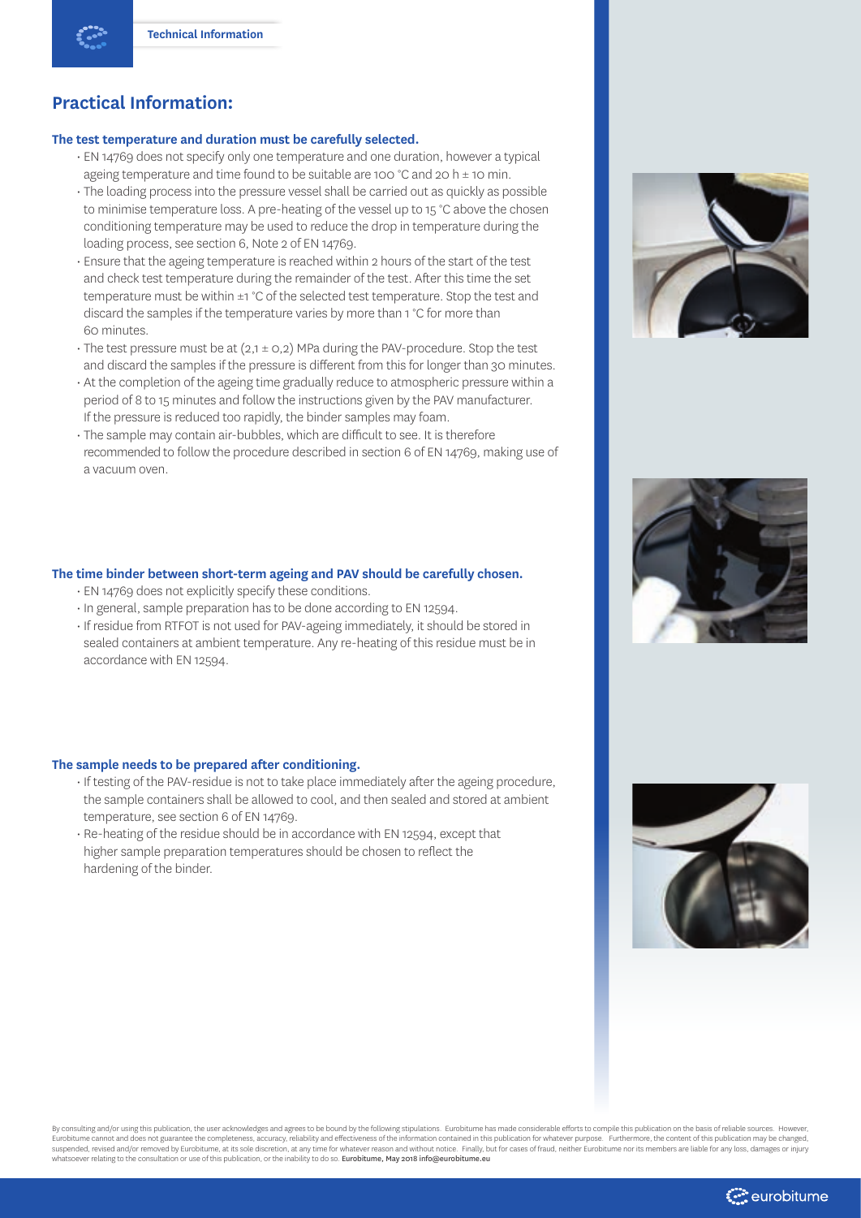## Practical Information:

**The test temperature and duration must be carefully selected.**

- EN 14769 does not specify only one temperature and one duration, however a typical ageing temperature and time found to be suitable are 100 °C and 20 h ± 10 min.
- The loading process into the pressure vessel shall be carried out as quickly as possible to minimise temperature loss. A pre-heating of the vessel up to 15 °C above the chosen conditioning temperature may be used to reduce the drop in temperature during the loading process, see section 6, Note 2 of EN 14769.
- Ensure that the ageing temperature is reached within 2 hours of the start of the test and check test temperature during the remainder of the test. After this time the set temperature must be within ±1 °C of the selected test temperature. Stop the test and discard the samples if the temperature varies by more than 1 °C for more than 60 minutes.
- The test pressure must be at (2,1 ± 0,2) MPa during the PAV-procedure. Stop the test and discard the samples if the pressure is different from this for longer than 30 minutes.
- At the completion of the ageing time gradually reduce to atmospheric pressure within a period of 8 to 15 minutes and follow the instructions given by the PAV manufacturer. If the pressure is reduced too rapidly, the binder samples may foam.
- The sample may contain air-bubbles, which are difficult to see. It is therefore recommended to follow the procedure described in section 6 of EN 14769, making use of a vacuum oven.

**The time binder between short-term ageing and PAV should be carefully chosen.**

- EN 14769 does not explicitly specify these conditions.
- In general, sample preparation has to be done according to EN 12594.
- If residue from RTFOT is not used for PAV-ageing immediately, it should be stored in sealed containers at ambient temperature. Any re-heating of this residue must be in accordance with EN 12594.

**The sample needs to be prepared after conditioning.**

- If testing of the PAV-residue is not to take place immediately after the ageing procedure, the sample containers shall be allowed to cool, and then sealed and stored at ambient temperature, see section 6 of EN 14769.
- Re-heating of the residue should be in accordance with EN 12594, except that higher sample preparation temperatures should be chosen to reflect the hardening of the binder.

By consulting and/or using this publication, the user acknowledges and agrees to be bound by the following stipulations. Eurobitume has made considerable efforts to compile this publication on the basis of reliable sources. However, Eurobitume cannot and does not guarantee the completeness, accuracy, reliability and effectiveness of the information contained in this publication for whatever purpose. Furthermore, the content of this publication may be changed, suspended, revised and/or removed by Eurobitume, at its sole discretion, at any time for whatever reason and without notice. Finally, but for cases of fraud, neither Eurobitume nor its members are liable for any loss, damages or injury whatsoever relating to the consultation or use of this publication, or the inability to do so. **Eurobitume, May 2018 info@eurobitume.eu**